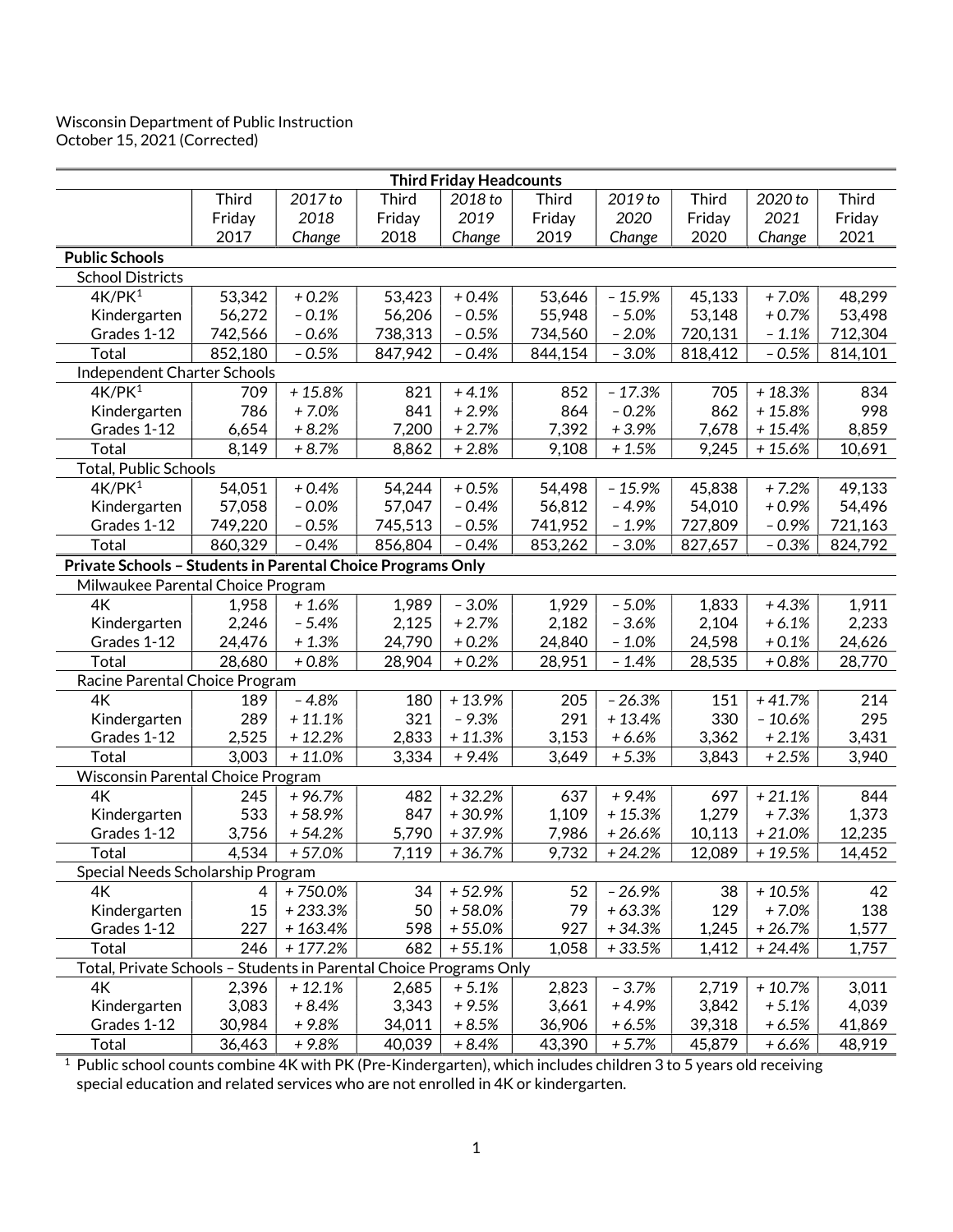Wisconsin Department of Public Instruction
October 15, 2021 (Corrected)

| Third Friday Headcounts | | | | | | | | | |
|---|---|---|---|---|---|---|---|---|---|
| | Third Friday 2017 | *2017 to 2018 Change* | Third Friday 2018 | *2018 to 2019 Change* | Third Friday 2019 | *2019 to 2020 Change* | Third Friday 2020 | *2020 to 2021 Change* | Third Friday 2021 |
| **Public Schools** | | | | | | | | | |
| School Districts | | | | | | | | | |
| 4K/PK[1] | 53,342 | *+ 0.2%* | 53,423 | *+ 0.4%* | 53,646 | *– 15.9%* | 45,133 | *+ 7.0%* | 48,299 |
| Kindergarten | 56,272 | *– 0.1%* | 56,206 | *– 0.5%* | 55,948 | *– 5.0%* | 53,148 | *+ 0.7%* | 53,498 |
| Grades 1-12 | 742,566 | *– 0.6%* | 738,313 | *– 0.5%* | 734,560 | *– 2.0%* | 720,131 | *– 1.1%* | 712,304 |
| Total | 852,180 | *– 0.5%* | 847,942 | *– 0.4%* | 844,154 | *– 3.0%* | 818,412 | *– 0.5%* | 814,101 |
| Independent Charter Schools | | | | | | | | | |
| 4K/PK[1] | 709 | *+ 15.8%* | 821 | *+ 4.1%* | 852 | *– 17.3%* | 705 | *+ 18.3%* | 834 |
| Kindergarten | 786 | *+ 7.0%* | 841 | *+ 2.9%* | 864 | *– 0.2%* | 862 | *+ 15.8%* | 998 |
| Grades 1-12 | 6,654 | *+ 8.2%* | 7,200 | *+ 2.7%* | 7,392 | *+ 3.9%* | 7,678 | *+ 15.4%* | 8,859 |
| Total | 8,149 | *+ 8.7%* | 8,862 | *+ 2.8%* | 9,108 | *+ 1.5%* | 9,245 | *+ 15.6%* | 10,691 |
| Total, Public Schools | | | | | | | | | |
| 4K/PK[1] | 54,051 | *+ 0.4%* | 54,244 | *+ 0.5%* | 54,498 | *– 15.9%* | 45,838 | *+ 7.2%* | 49,133 |
| Kindergarten | 57,058 | *– 0.0%* | 57,047 | *– 0.4%* | 56,812 | *– 4.9%* | 54,010 | *+ 0.9%* | 54,496 |
| Grades 1-12 | 749,220 | *– 0.5%* | 745,513 | *– 0.5%* | 741,952 | *– 1.9%* | 727,809 | *– 0.9%* | 721,163 |
| Total | 860,329 | *– 0.4%* | 856,804 | *– 0.4%* | 853,262 | *– 3.0%* | 827,657 | *– 0.3%* | 824,792 |
| **Private Schools – Students in Parental Choice Programs Only** | | | | | | | | | |
| Milwaukee Parental Choice Program | | | | | | | | | |
| 4K | 1,958 | *+ 1.6%* | 1,989 | *– 3.0%* | 1,929 | *– 5.0%* | 1,833 | *+ 4.3%* | 1,911 |
| Kindergarten | 2,246 | *– 5.4%* | 2,125 | *+ 2.7%* | 2,182 | *– 3.6%* | 2,104 | *+ 6.1%* | 2,233 |
| Grades 1-12 | 24,476 | *+ 1.3%* | 24,790 | *+ 0.2%* | 24,840 | *– 1.0%* | 24,598 | *+ 0.1%* | 24,626 |
| Total | 28,680 | *+ 0.8%* | 28,904 | *+ 0.2%* | 28,951 | *– 1.4%* | 28,535 | *+ 0.8%* | 28,770 |
| Racine Parental Choice Program | | | | | | | | | |
| 4K | 189 | *– 4.8%* | 180 | *+ 13.9%* | 205 | *– 26.3%* | 151 | *+ 41.7%* | 214 |
| Kindergarten | 289 | *+ 11.1%* | 321 | *– 9.3%* | 291 | *+ 13.4%* | 330 | *– 10.6%* | 295 |
| Grades 1-12 | 2,525 | *+ 12.2%* | 2,833 | *+ 11.3%* | 3,153 | *+ 6.6%* | 3,362 | *+ 2.1%* | 3,431 |
| Total | 3,003 | *+ 11.0%* | 3,334 | *+ 9.4%* | 3,649 | *+ 5.3%* | 3,843 | *+ 2.5%* | 3,940 |
| Wisconsin Parental Choice Program | | | | | | | | | |
| 4K | 245 | *+ 96.7%* | 482 | *+ 32.2%* | 637 | *+ 9.4%* | 697 | *+ 21.1%* | 844 |
| Kindergarten | 533 | *+ 58.9%* | 847 | *+ 30.9%* | 1,109 | *+ 15.3%* | 1,279 | *+ 7.3%* | 1,373 |
| Grades 1-12 | 3,756 | *+ 54.2%* | 5,790 | *+ 37.9%* | 7,986 | *+ 26.6%* | 10,113 | *+ 21.0%* | 12,235 |
| Total | 4,534 | *+ 57.0%* | 7,119 | *+ 36.7%* | 9,732 | *+ 24.2%* | 12,089 | *+ 19.5%* | 14,452 |
| Special Needs Scholarship Program | | | | | | | | | |
| 4K | 4 | *+ 750.0%* | 34 | *+ 52.9%* | 52 | *– 26.9%* | 38 | *+ 10.5%* | 42 |
| Kindergarten | 15 | *+ 233.3%* | 50 | *+ 58.0%* | 79 | *+ 63.3%* | 129 | *+ 7.0%* | 138 |
| Grades 1-12 | 227 | *+ 163.4%* | 598 | *+ 55.0%* | 927 | *+ 34.3%* | 1,245 | *+ 26.7%* | 1,577 |
| Total | 246 | *+ 177.2%* | 682 | *+ 55.1%* | 1,058 | *+ 33.5%* | 1,412 | *+ 24.4%* | 1,757 |
| Total, Private Schools – Students in Parental Choice Programs Only | | | | | | | | | |
| 4K | 2,396 | *+ 12.1%* | 2,685 | *+ 5.1%* | 2,823 | *– 3.7%* | 2,719 | *+ 10.7%* | 3,011 |
| Kindergarten | 3,083 | *+ 8.4%* | 3,343 | *+ 9.5%* | 3,661 | *+ 4.9%* | 3,842 | *+ 5.1%* | 4,039 |
| Grades 1-12 | 30,984 | *+ 9.8%* | 34,011 | *+ 8.5%* | 36,906 | *+ 6.5%* | 39,318 | *+ 6.5%* | 41,869 |
| Total | 36,463 | *+ 9.8%* | 40,039 | *+ 8.4%* | 43,390 | *+ 5.7%* | 45,879 | *+ 6.6%* | 48,919 |

[1] Public school counts combine 4K with PK (Pre-Kindergarten), which includes children 3 to 5 years old receiving special education and related services who are not enrolled in 4K or kindergarten.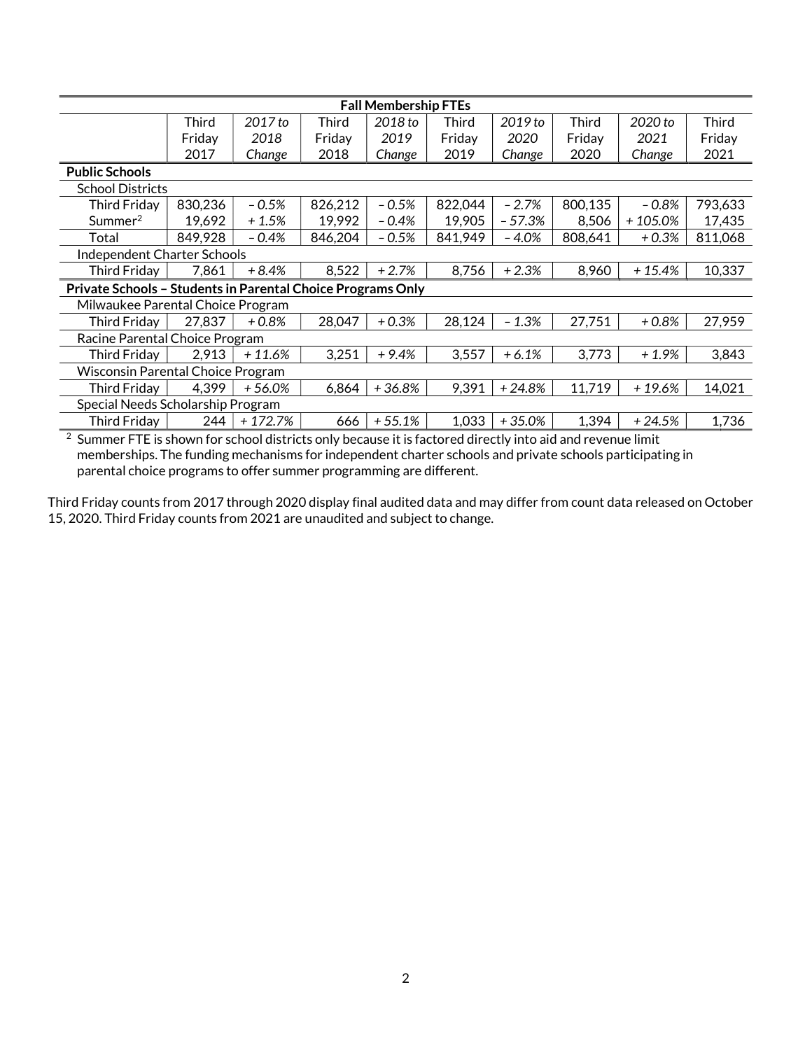| Fall Membership FTEs | | | | | | | | | |
|---|---|---|---|---|---|---|---|---|---|
| | Third Friday 2017 | *2017 to 2018 Change* | Third Friday 2018 | *2018 to 2019 Change* | Third Friday 2019 | *2019 to 2020 Change* | Third Friday 2020 | *2020 to 2021 Change* | Third Friday 2021 |
| **Public Schools** | | | | | | | | | |
| School Districts | | | | | | | | | |
| Third Friday | 830,236 | *– 0.5%* | 826,212 | *– 0.5%* | 822,044 | *– 2.7%* | 800,135 | *– 0.8%* | 793,633 |
| Summer[2] | 19,692 | *+ 1.5%* | 19,992 | *– 0.4%* | 19,905 | *– 57.3%* | 8,506 | *+ 105.0%* | 17,435 |
| Total | 849,928 | *– 0.4%* | 846,204 | *– 0.5%* | 841,949 | *– 4.0%* | 808,641 | *+ 0.3%* | 811,068 |
| Independent Charter Schools | | | | | | | | | |
| Third Friday | 7,861 | *+ 8.4%* | 8,522 | *+ 2.7%* | 8,756 | *+ 2.3%* | 8,960 | *+ 15.4%* | 10,337 |
| **Private Schools – Students in Parental Choice Programs Only** | | | | | | | | | |
| Milwaukee Parental Choice Program | | | | | | | | | |
| Third Friday | 27,837 | *+ 0.8%* | 28,047 | *+ 0.3%* | 28,124 | *– 1.3%* | 27,751 | *+ 0.8%* | 27,959 |
| Racine Parental Choice Program | | | | | | | | | |
| Third Friday | 2,913 | *+ 11.6%* | 3,251 | *+ 9.4%* | 3,557 | *+ 6.1%* | 3,773 | *+ 1.9%* | 3,843 |
| Wisconsin Parental Choice Program | | | | | | | | | |
| Third Friday | 4,399 | *+ 56.0%* | 6,864 | *+ 36.8%* | 9,391 | *+ 24.8%* | 11,719 | *+ 19.6%* | 14,021 |
| Special Needs Scholarship Program | | | | | | | | | |
| Third Friday | 244 | *+ 172.7%* | 666 | *+ 55.1%* | 1,033 | *+ 35.0%* | 1,394 | *+ 24.5%* | 1,736 |

[2] Summer FTE is shown for school districts only because it is factored directly into aid and revenue limit memberships. The funding mechanisms for independent charter schools and private schools participating in parental choice programs to offer summer programming are different.

Third Friday counts from 2017 through 2020 display final audited data and may differ from count data released on October 15, 2020. Third Friday counts from 2021 are unaudited and subject to change.